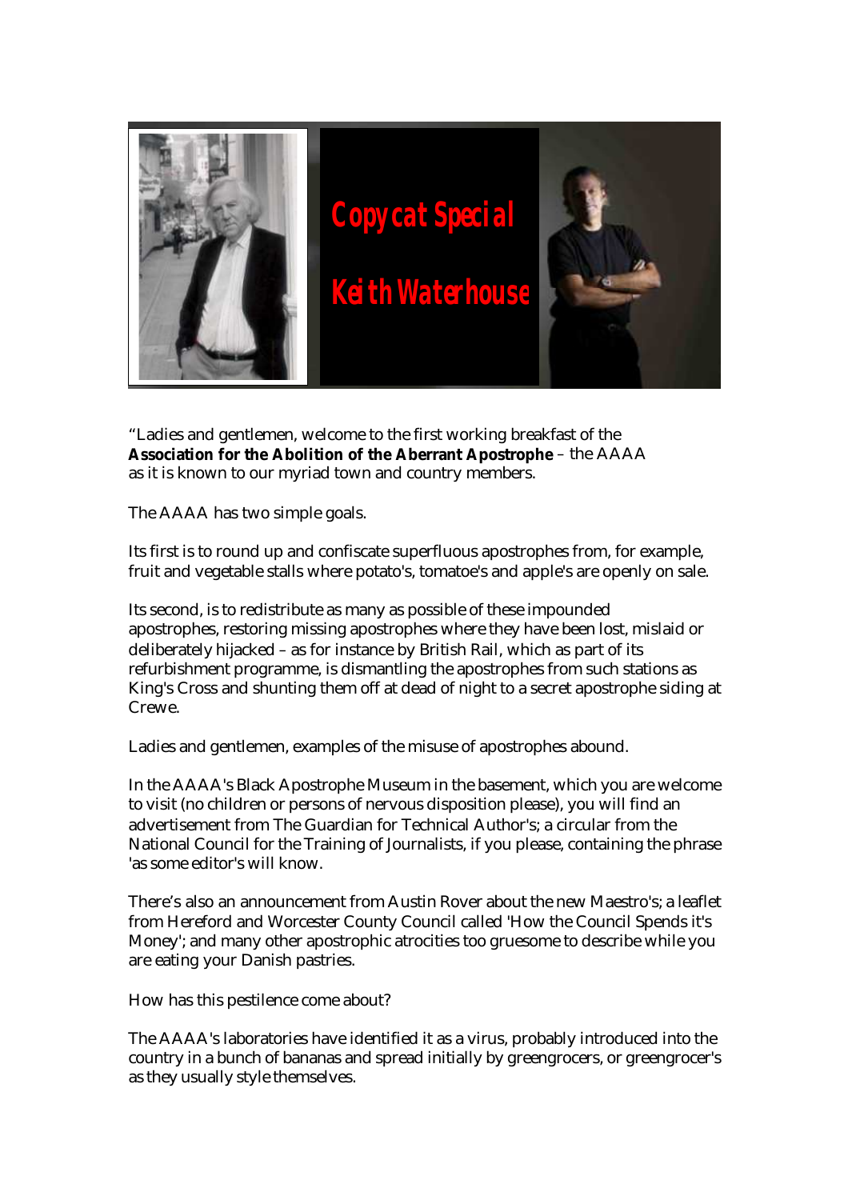# Copycat Special

# Keith Waterhouse

"Ladies and gentlemen, welcome to the first working breakfast of the **Association for the Abolition of the Aberrant Apostrophe** – the AAAA as it is known to our myriad town and country members.

The AAAA has two simple goals.

Its first is to round up and confiscate superfluous apostrophes from, for example, fruit and vegetable stalls where potato's, tomatoe's and apple's are openly on sale.

Its second, is to redistribute as many as possible of these impounded apostrophes, restoring missing apostrophes where they have been lost, mislaid or deliberately hijacked – as for instance by British Rail, which as part of its refurbishment programme, is dismantling the apostrophes from such stations as King's Cross and shunting them off at dead of night to a secret apostrophe siding at Crewe.

Ladies and gentlemen, examples of the misuse of apostrophes abound.

In the AAAA's Black Apostrophe Museum in the basement, which you are welcome to visit (no children or persons of nervous disposition please), you will find an advertisement from The Guardian for Technical Author's; a circular from the National Council for the Training of Journalists, if you please, containing the phrase 'as some editor's will know.

There's also an announcement from Austin Rover about the new Maestro's; a leaflet from Hereford and Worcester County Council called 'How the Council Spends it's Money'; and many other apostrophic atrocities too gruesome to describe while you are eating your Danish pastries.

How has this pestilence come about?

The AAAA's laboratories have identified it as a virus, probably introduced into the country in a bunch of bananas and spread initially by greengrocers, or greengrocer's as they usually style themselves.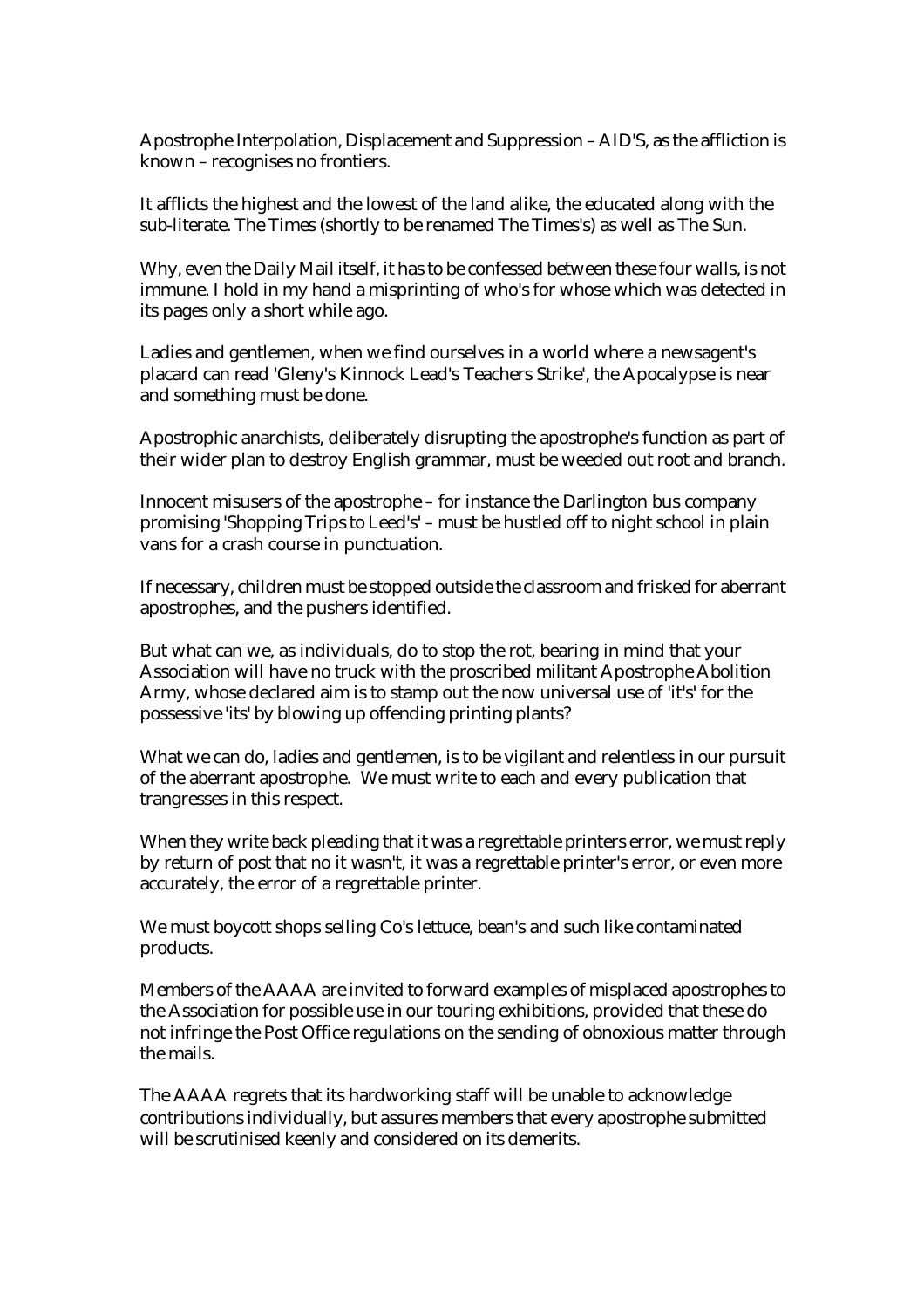Apostrophe Interpolation, Displacement and Suppression – AID'S, as the affliction is known – recognises no frontiers.

It afflicts the highest and the lowest of the land alike, the educated along with the sub-literate. The Times (shortly to be renamed The Times's) as well as The Sun.

Why, even the Daily Mail itself, it has to be confessed between these four walls, is not immune. I hold in my hand a misprinting of who's for whose which was detected in its pages only a short while ago.

Ladies and gentlemen, when we find ourselves in a world where a newsagent's placard can read 'Gleny's Kinnock Lead's Teachers Strike', the Apocalypse is near and something must be done.

Apostrophic anarchists, deliberately disrupting the apostrophe's function as part of their wider plan to destroy English grammar, must be weeded out root and branch.

Innocent misusers of the apostrophe – for instance the Darlington bus company promising 'Shopping Trips to Leed's' – must be hustled off to night school in plain vans for a crash course in punctuation.

If necessary, children must be stopped outside the classroom and frisked for aberrant apostrophes, and the pushers identified.

But what can we, as individuals, do to stop the rot, bearing in mind that your Association will have no truck with the proscribed militant Apostrophe Abolition Army, whose declared aim is to stamp out the now universal use of 'it's' for the possessive 'its' by blowing up offending printing plants?

What we can do, ladies and gentlemen, is to be vigilant and relentless in our pursuit of the aberrant apostrophe. We must write to each and every publication that trangresses in this respect.

When they write back pleading that it was a regrettable printers error, we must reply by return of post that no it wasn't, it was a regrettable printer's error, or even more accurately, the error of a regrettable printer.

We must boycott shops selling Co's lettuce, bean's and such like contaminated products.

Members of the AAAA are invited to forward examples of misplaced apostrophes to the Association for possible use in our touring exhibitions, provided that these do not infringe the Post Office regulations on the sending of obnoxious matter through the mails.

The AAAA regrets that its hardworking staff will be unable to acknowledge contributions individually, but assures members that every apostrophe submitted will be scrutinised keenly and considered on its demerits.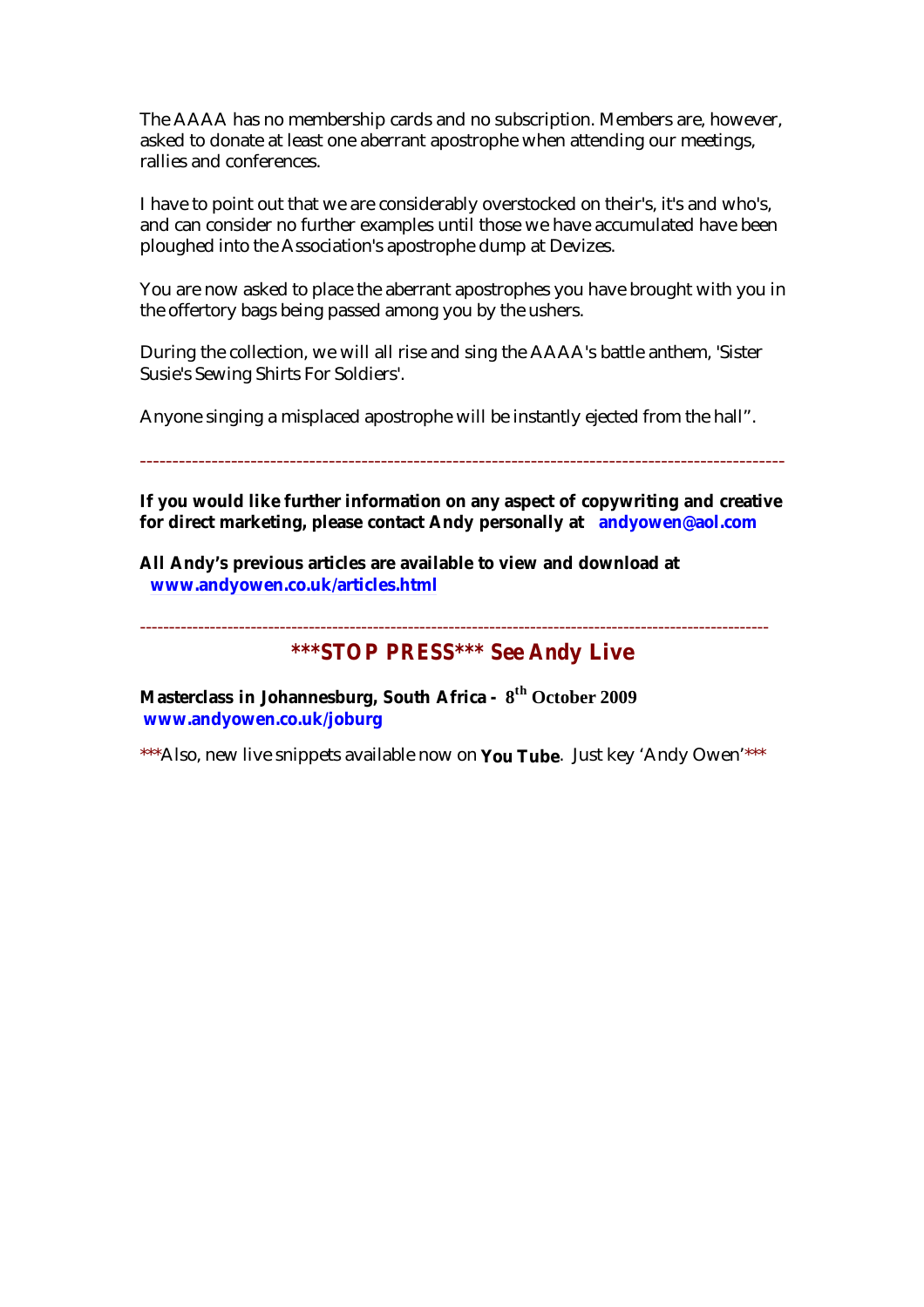The AAAA has no membership cards and no subscription. Members are, however, asked to donate at least one aberrant apostrophe when attending our meetings, rallies and conferences.

I have to point out that we are considerably overstocked on their's, it's and who's, and can consider no further examples until those we have accumulated have been ploughed into the Association's apostrophe dump at Devizes.

You are now asked to place the aberrant apostrophes you have brought with you in the offertory bags being passed among you by the ushers.

During the collection, we will all rise and sing the AAAA's battle anthem, 'Sister Susie's Sewing Shirts For Soldiers'.

Anyone singing a misplaced apostrophe will be instantly ejected from the hall".

---

**If you would like further information on any aspect of copywriting and creative for direct marketing, please contact Andy personally at andyowen@aol.com**

**All Andy's previous articles are available to view and download at www.andyowen.co.uk/articles.html**

---

## ***STOP PRESS*** See Andy Live

**Masterclass in Johannesburg, South Africa - 8th October 2009**
**www.andyowen.co.uk/joburg**

***Also, new live snippets available now on **You Tube**. Just key 'Andy Owen'***